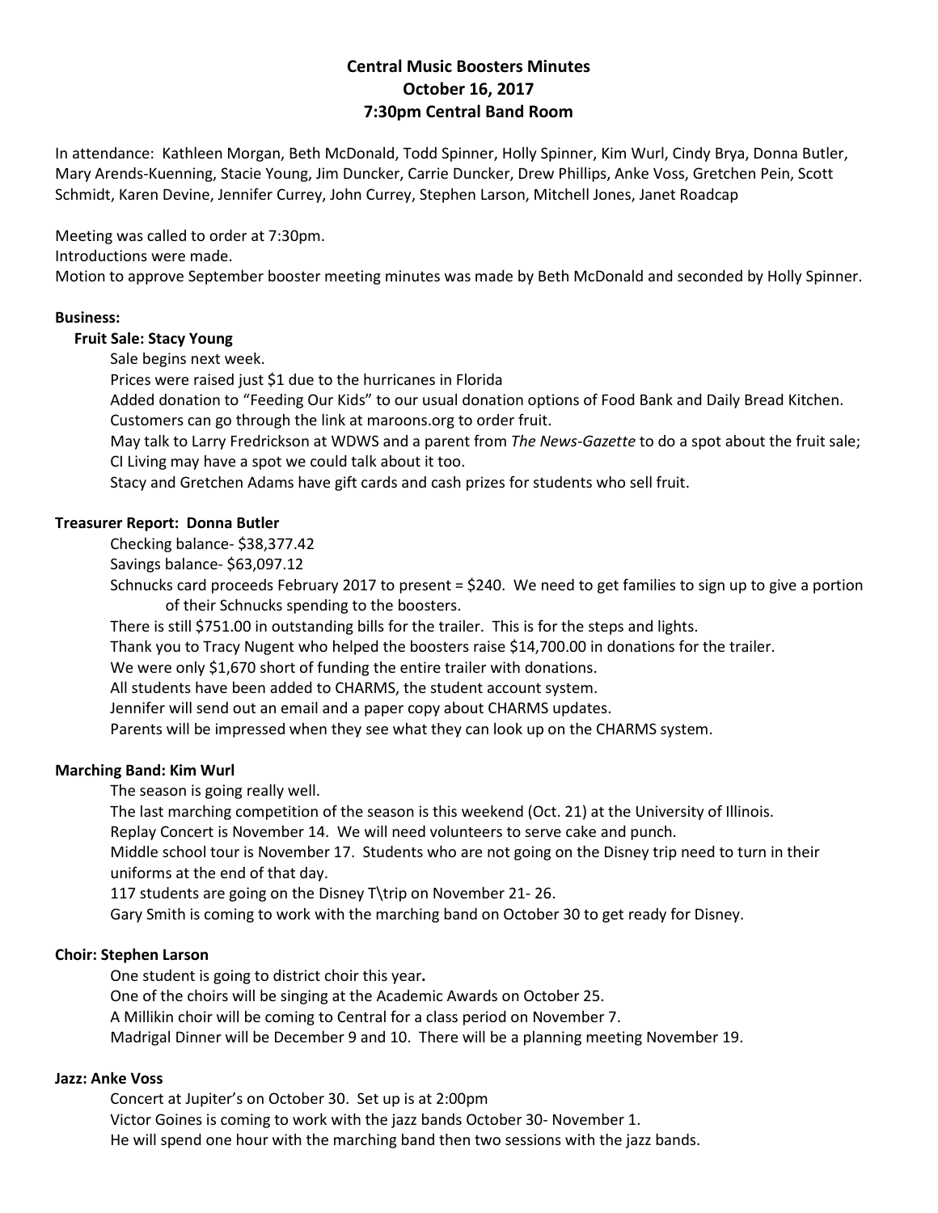# Central Music Boosters Minutes
## October 16, 2017
## 7:30pm Central Band Room

In attendance: Kathleen Morgan, Beth McDonald, Todd Spinner, Holly Spinner, Kim Wurl, Cindy Brya, Donna Butler, Mary Arends-Kuenning, Stacie Young, Jim Duncker, Carrie Duncker, Drew Phillips, Anke Voss, Gretchen Pein, Scott Schmidt, Karen Devine, Jennifer Currey, John Currey, Stephen Larson, Mitchell Jones, Janet Roadcap

Meeting was called to order at 7:30pm.
Introductions were made.
Motion to approve September booster meeting minutes was made by Beth McDonald and seconded by Holly Spinner.

**Business:**

**Fruit Sale: Stacy Young**

Sale begins next week.
Prices were raised just $1 due to the hurricanes in Florida
Added donation to "Feeding Our Kids" to our usual donation options of Food Bank and Daily Bread Kitchen.
Customers can go through the link at maroons.org to order fruit.
May talk to Larry Fredrickson at WDWS and a parent from *The News-Gazette* to do a spot about the fruit sale; CI Living may have a spot we could talk about it too.
Stacy and Gretchen Adams have gift cards and cash prizes for students who sell fruit.

**Treasurer Report: Donna Butler**

Checking balance- $38,377.42
Savings balance- $63,097.12
Schnucks card proceeds February 2017 to present = $240. We need to get families to sign up to give a portion of their Schnucks spending to the boosters.
There is still $751.00 in outstanding bills for the trailer. This is for the steps and lights.
Thank you to Tracy Nugent who helped the boosters raise $14,700.00 in donations for the trailer.
We were only $1,670 short of funding the entire trailer with donations.
All students have been added to CHARMS, the student account system.
Jennifer will send out an email and a paper copy about CHARMS updates.
Parents will be impressed when they see what they can look up on the CHARMS system.

**Marching Band: Kim Wurl**

The season is going really well.
The last marching competition of the season is this weekend (Oct. 21) at the University of Illinois.
Replay Concert is November 14. We will need volunteers to serve cake and punch.
Middle school tour is November 17. Students who are not going on the Disney trip need to turn in their uniforms at the end of that day.
117 students are going on the Disney T\trip on November 21- 26.
Gary Smith is coming to work with the marching band on October 30 to get ready for Disney.

**Choir: Stephen Larson**

One student is going to district choir this year.
One of the choirs will be singing at the Academic Awards on October 25.
A Millikin choir will be coming to Central for a class period on November 7.
Madrigal Dinner will be December 9 and 10. There will be a planning meeting November 19.

**Jazz: Anke Voss**

Concert at Jupiter's on October 30. Set up is at 2:00pm
Victor Goines is coming to work with the jazz bands October 30- November 1.
He will spend one hour with the marching band then two sessions with the jazz bands.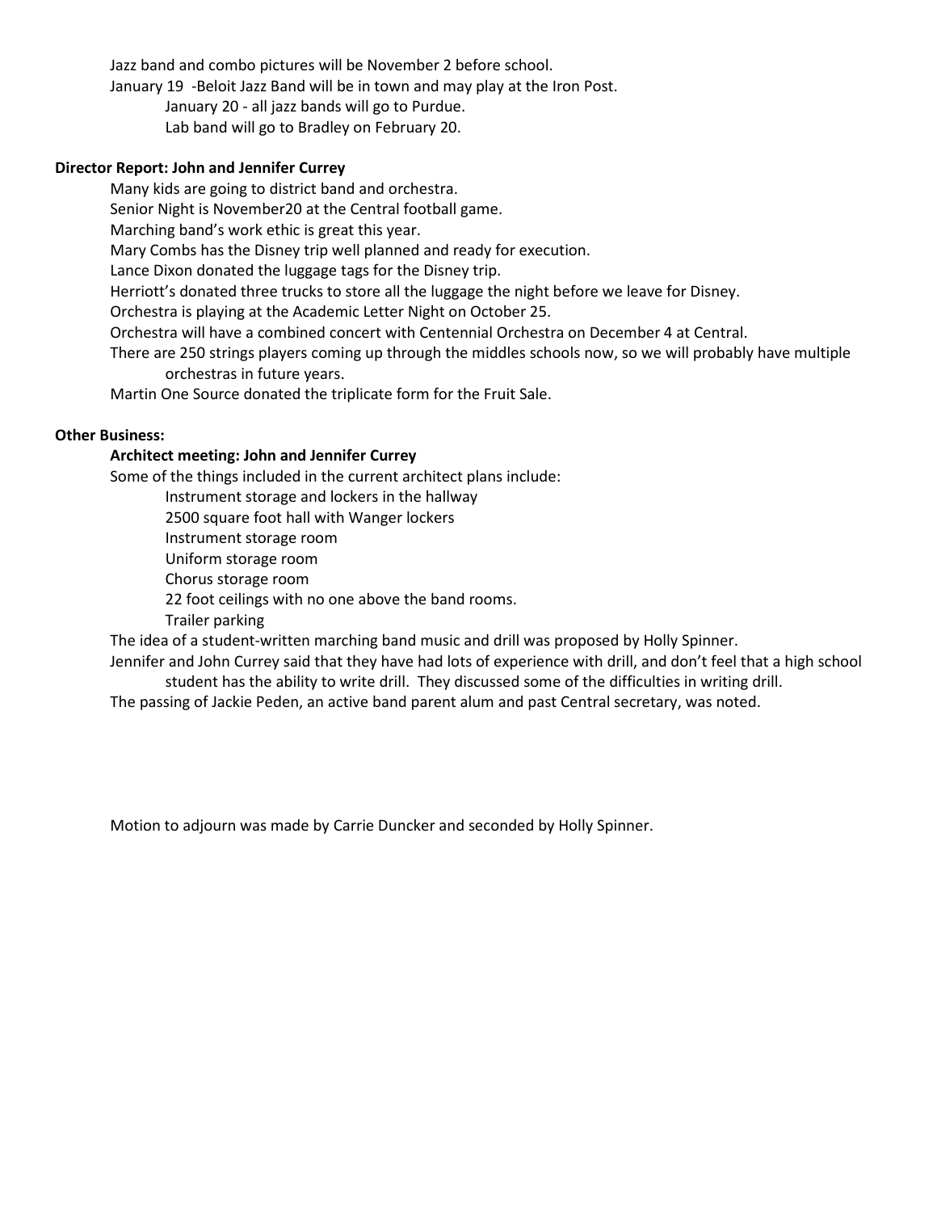Jazz band and combo pictures will be November 2 before school.

January 19 -Beloit Jazz Band will be in town and may play at the Iron Post.

January 20 - all jazz bands will go to Purdue.

Lab band will go to Bradley on February 20.

**Director Report: John and Jennifer Currey**

Many kids are going to district band and orchestra.

Senior Night is November20 at the Central football game.

Marching band's work ethic is great this year.

Mary Combs has the Disney trip well planned and ready for execution.

Lance Dixon donated the luggage tags for the Disney trip.

Herriott's donated three trucks to store all the luggage the night before we leave for Disney.

Orchestra is playing at the Academic Letter Night on October 25.

Orchestra will have a combined concert with Centennial Orchestra on December 4 at Central.

There are 250 strings players coming up through the middles schools now, so we will probably have multiple orchestras in future years.

Martin One Source donated the triplicate form for the Fruit Sale.

**Other Business:**

**Architect meeting: John and Jennifer Currey**

Some of the things included in the current architect plans include:

- Instrument storage and lockers in the hallway
- 2500 square foot hall with Wanger lockers
- Instrument storage room
- Uniform storage room
- Chorus storage room
- 22 foot ceilings with no one above the band rooms.
- Trailer parking

The idea of a student-written marching band music and drill was proposed by Holly Spinner.

Jennifer and John Currey said that they have had lots of experience with drill, and don't feel that a high school student has the ability to write drill. They discussed some of the difficulties in writing drill.

The passing of Jackie Peden, an active band parent alum and past Central secretary, was noted.

Motion to adjourn was made by Carrie Duncker and seconded by Holly Spinner.